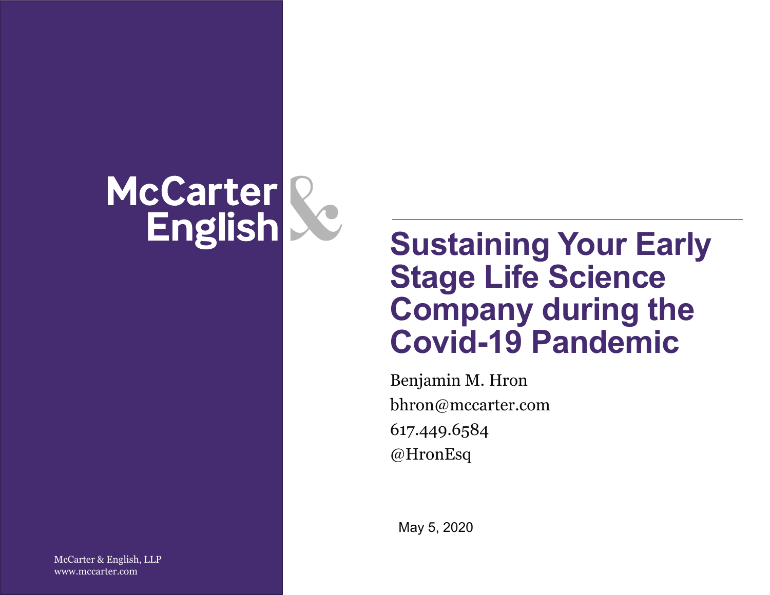McCarter & English

# Sustaining Your Early Stage Life Science Company during the Covid-19 Pandemic

Benjamin M. Hron

bhron@mccarter.com

617.449.6584

@HronEsq

May 5, 2020

McCarter & English, LLP
www.mccarter.com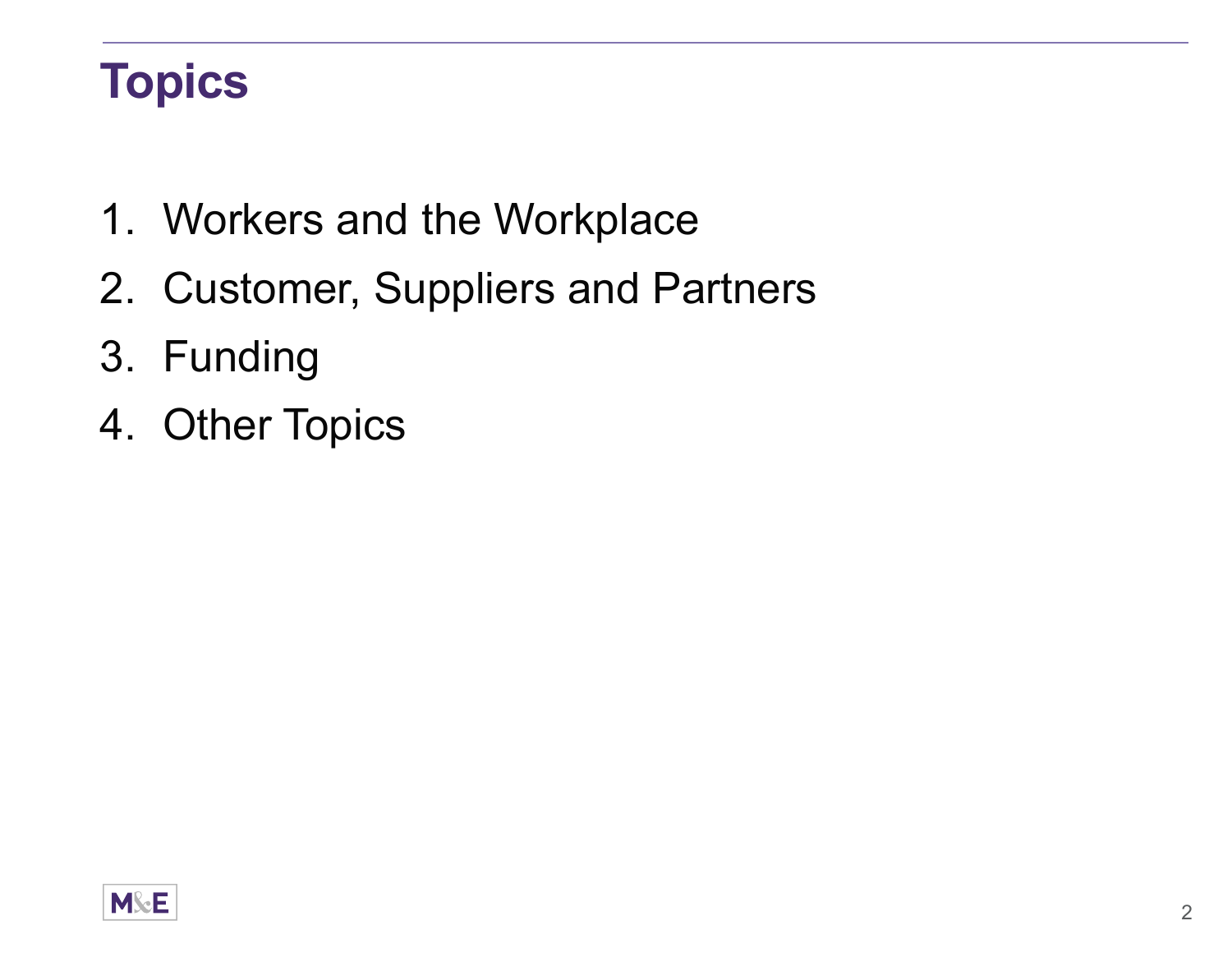# Topics

1. Workers and the Workplace
2. Customer, Suppliers and Partners
3. Funding
4. Other Topics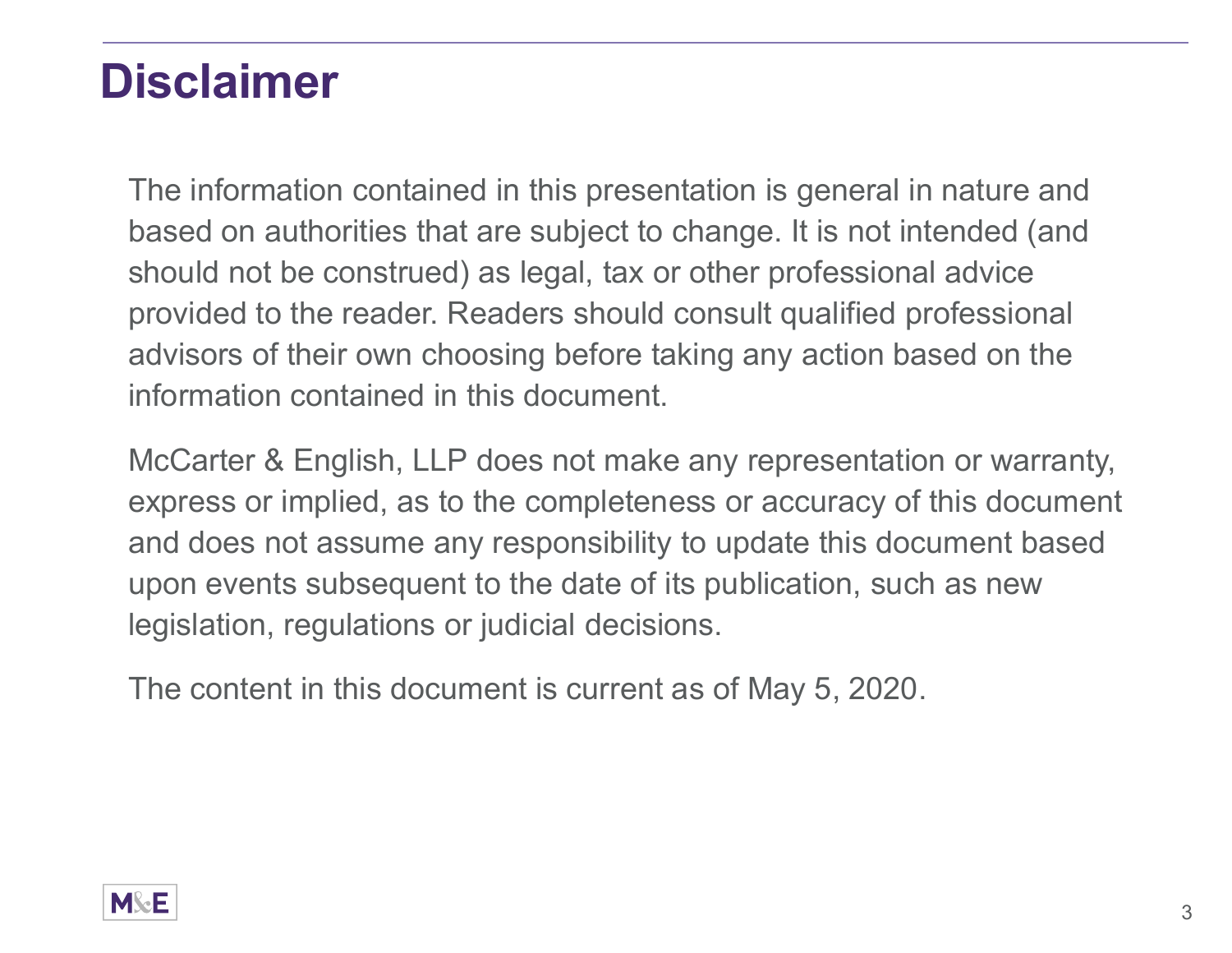# Disclaimer

The information contained in this presentation is general in nature and based on authorities that are subject to change. It is not intended (and should not be construed) as legal, tax or other professional advice provided to the reader. Readers should consult qualified professional advisors of their own choosing before taking any action based on the information contained in this document.

McCarter & English, LLP does not make any representation or warranty, express or implied, as to the completeness or accuracy of this document and does not assume any responsibility to update this document based upon events subsequent to the date of its publication, such as new legislation, regulations or judicial decisions.

The content in this document is current as of May 5, 2020.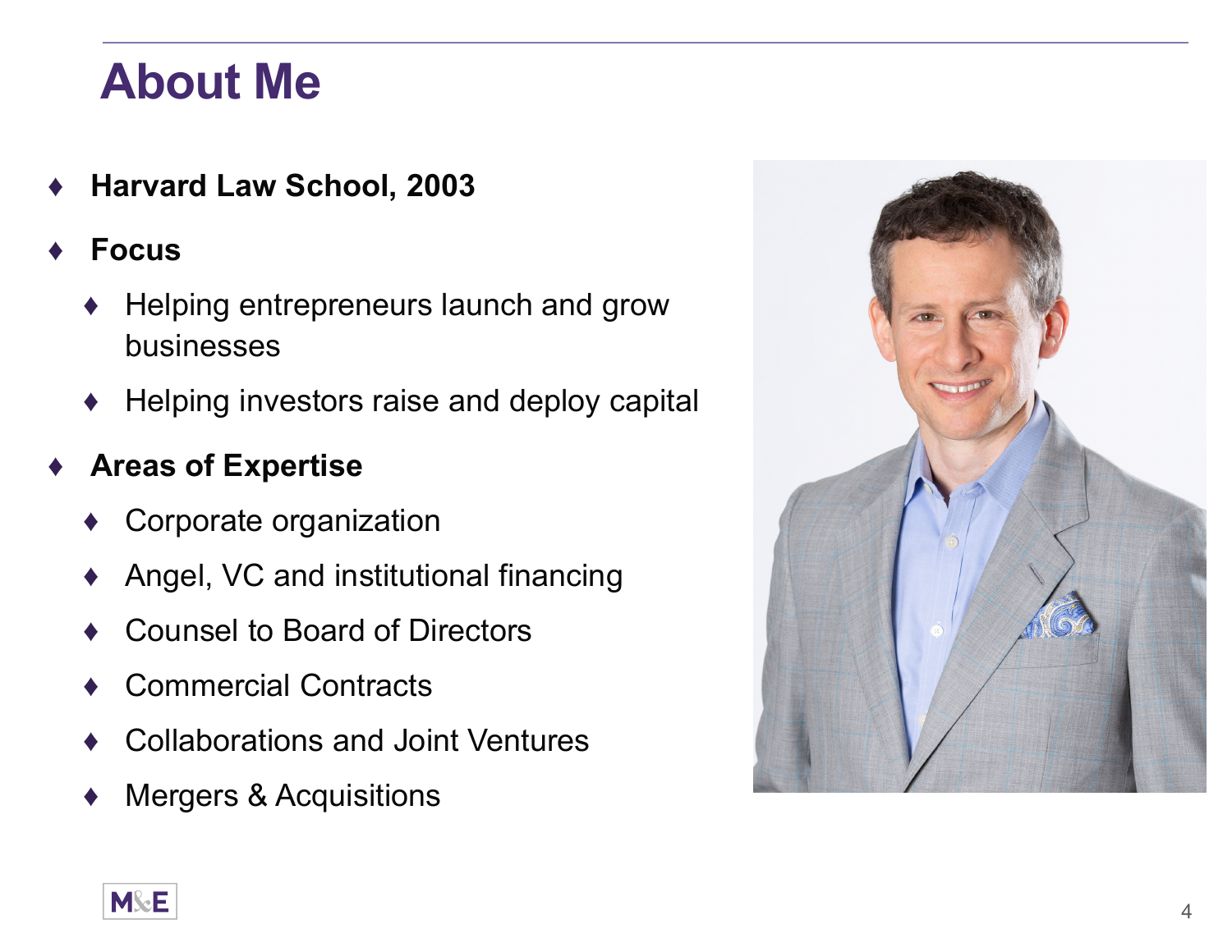# About Me

- **Harvard Law School, 2003**
- **Focus**
  - Helping entrepreneurs launch and grow businesses
  - Helping investors raise and deploy capital
- **Areas of Expertise**
  - Corporate organization
  - Angel, VC and institutional financing
  - Counsel to Board of Directors
  - Commercial Contracts
  - Collaborations and Joint Ventures
  - Mergers & Acquisitions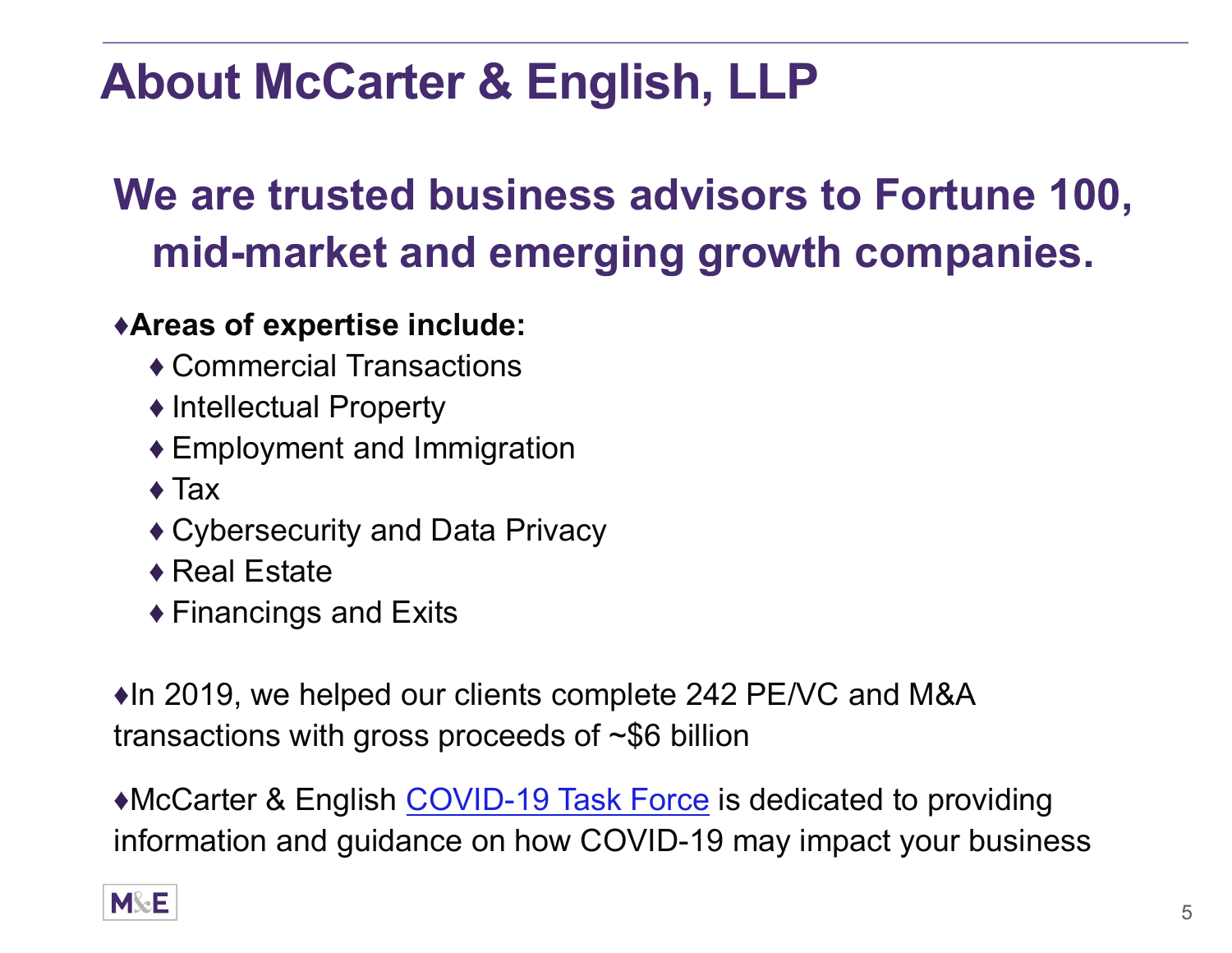# About McCarter & English, LLP

## We are trusted business advisors to Fortune 100, mid-market and emerging growth companies.

♦**Areas of expertise include:**

- ♦ Commercial Transactions
- ♦ Intellectual Property
- ♦ Employment and Immigration
- ♦ Tax
- ♦ Cybersecurity and Data Privacy
- ♦ Real Estate
- ♦ Financings and Exits

♦In 2019, we helped our clients complete 242 PE/VC and M&A transactions with gross proceeds of ~$6 billion

♦McCarter & English COVID-19 Task Force is dedicated to providing information and guidance on how COVID-19 may impact your business

M&E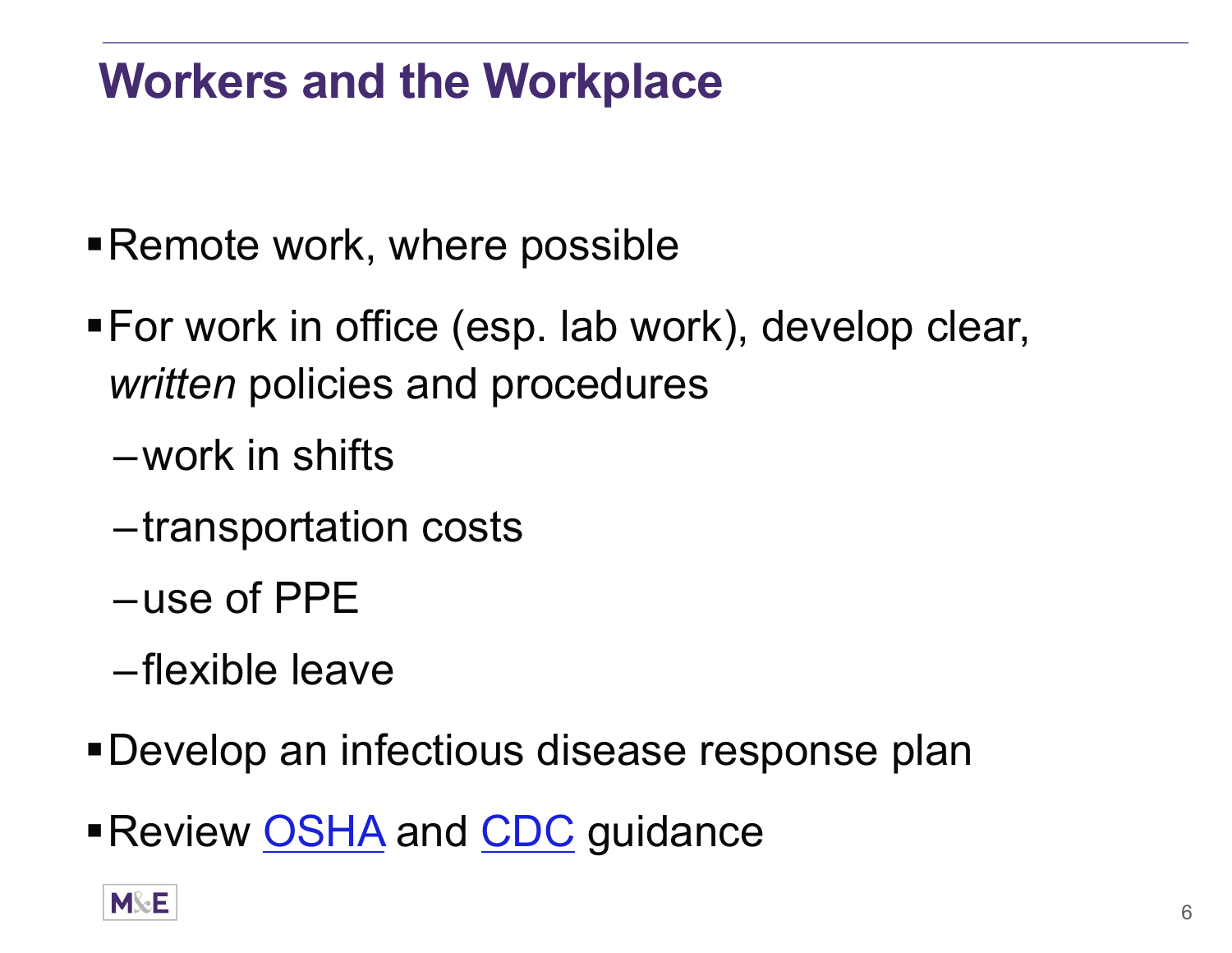## Workers and the Workplace

- Remote work, where possible
- For work in office (esp. lab work), develop clear, *written* policies and procedures
  - work in shifts
  - transportation costs
  - use of PPE
  - flexible leave
- Develop an infectious disease response plan
- Review OSHA and CDC guidance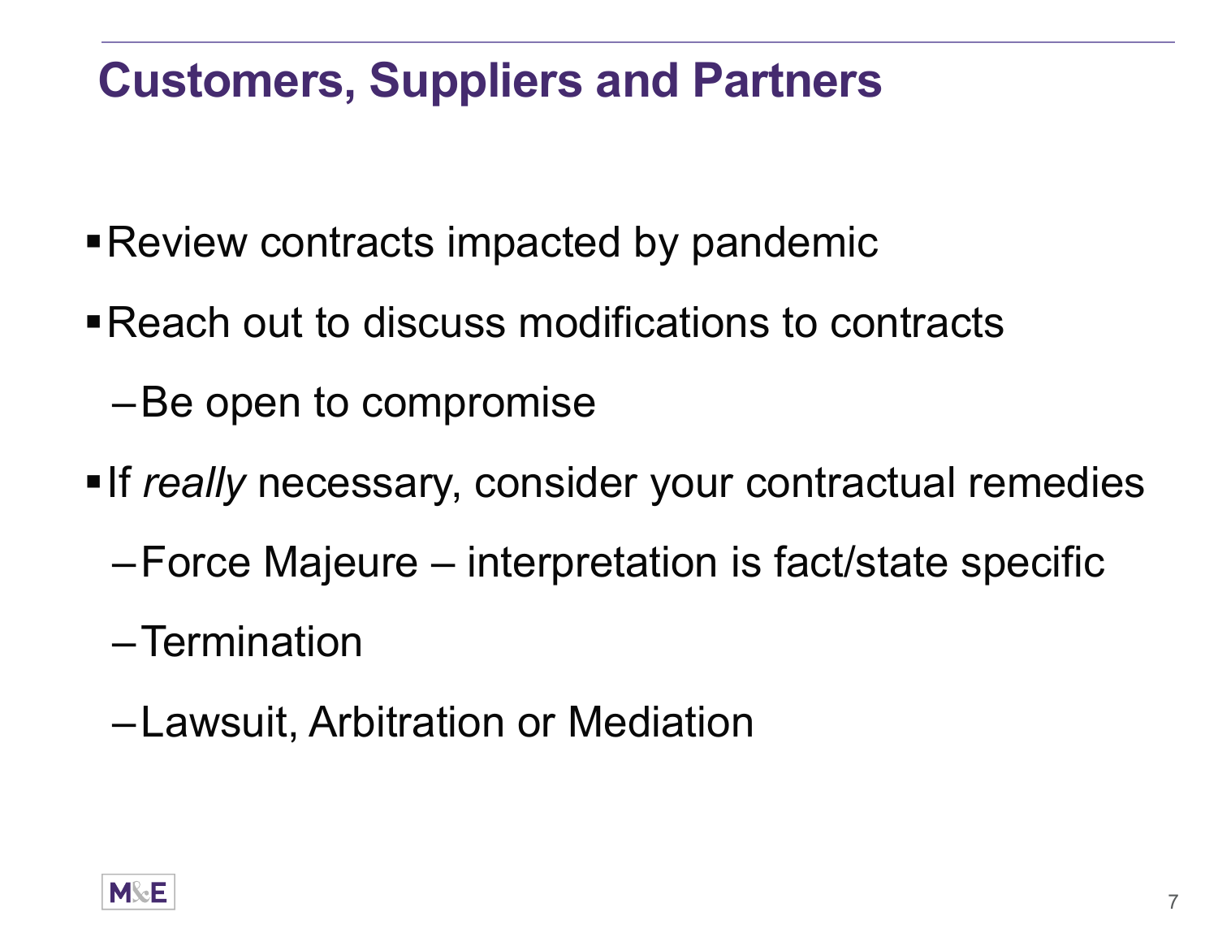# Customers, Suppliers and Partners

- Review contracts impacted by pandemic
- Reach out to discuss modifications to contracts
  - Be open to compromise
- If *really* necessary, consider your contractual remedies
  - Force Majeure – interpretation is fact/state specific
  - Termination
  - Lawsuit, Arbitration or Mediation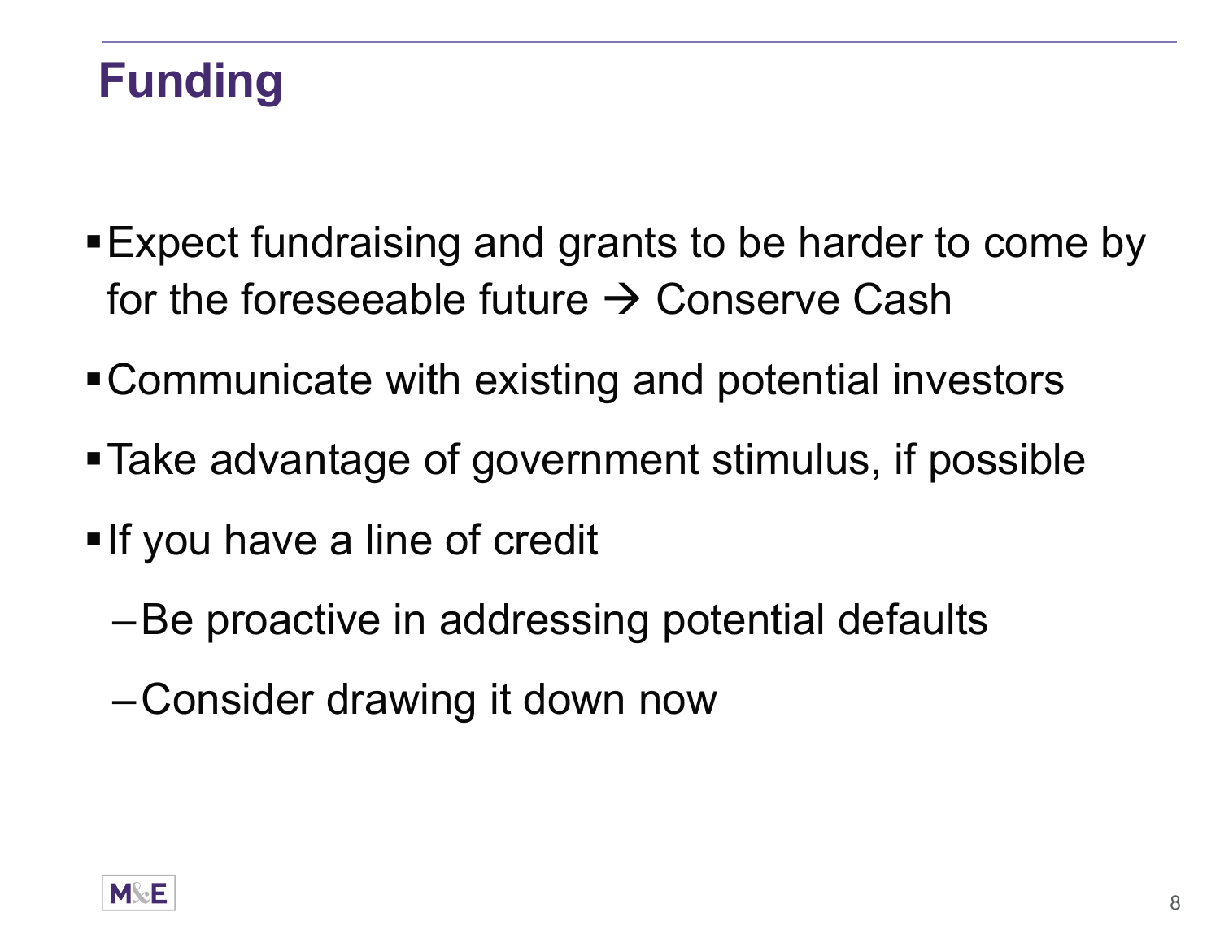# Funding

- Expect fundraising and grants to be harder to come by for the foreseeable future → Conserve Cash
- Communicate with existing and potential investors
- Take advantage of government stimulus, if possible
- If you have a line of credit
  - Be proactive in addressing potential defaults
  - Consider drawing it down now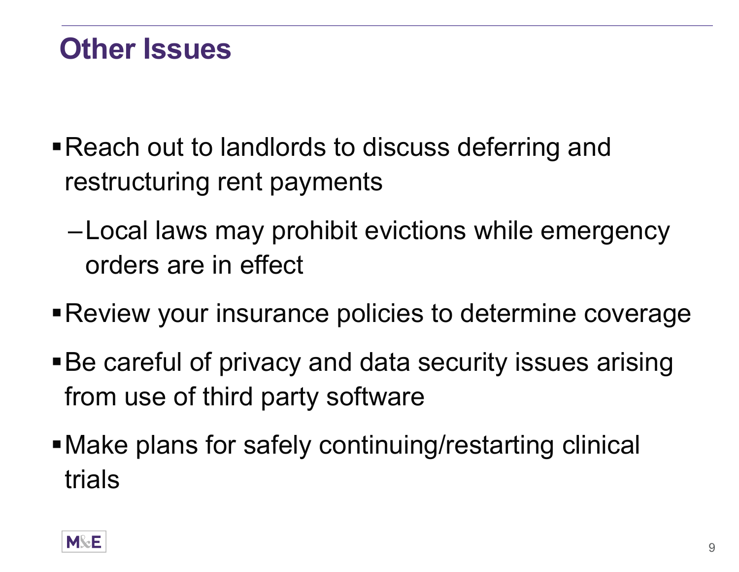# Other Issues

- Reach out to landlords to discuss deferring and restructuring rent payments
  - Local laws may prohibit evictions while emergency orders are in effect
- Review your insurance policies to determine coverage
- Be careful of privacy and data security issues arising from use of third party software
- Make plans for safely continuing/restarting clinical trials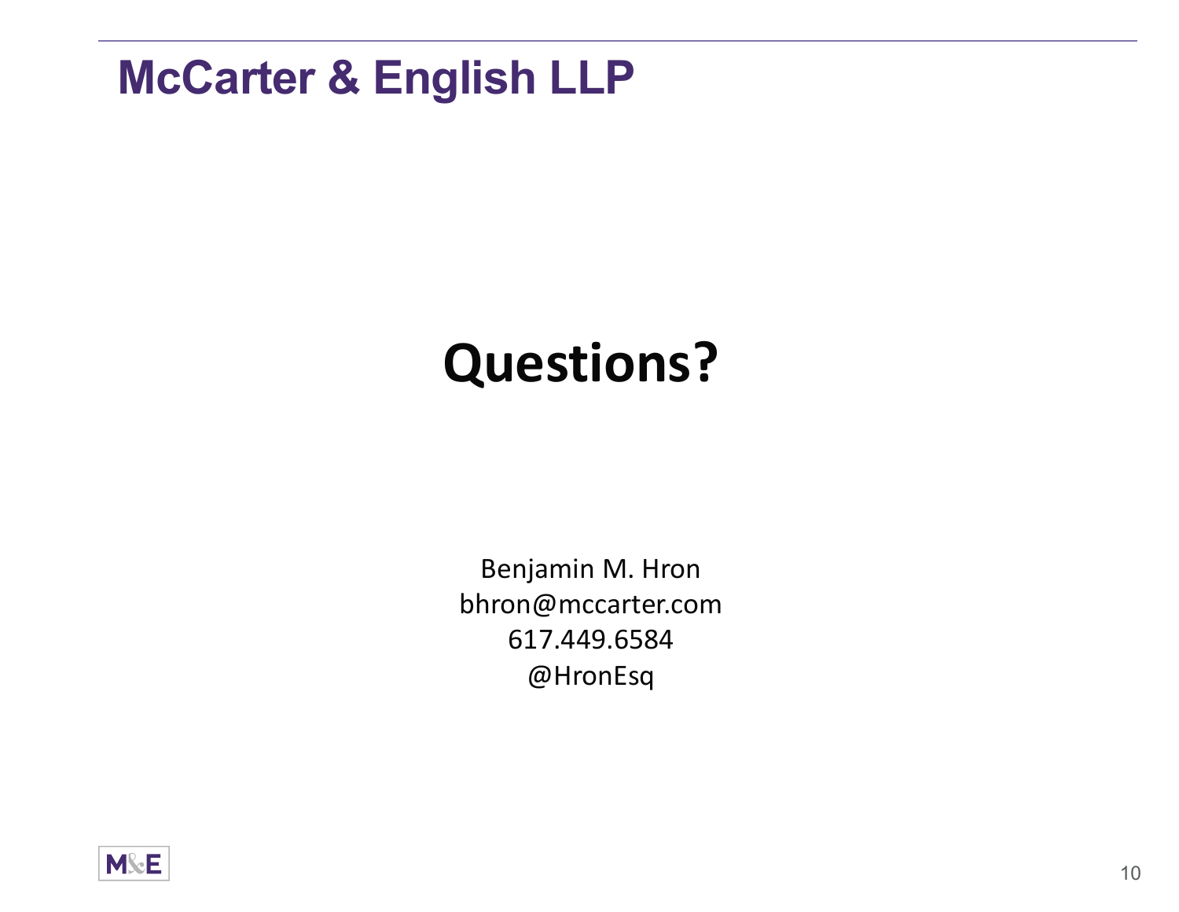# Questions?

Benjamin M. Hron
bhron@mccarter.com
617.449.6584
@HronEsq